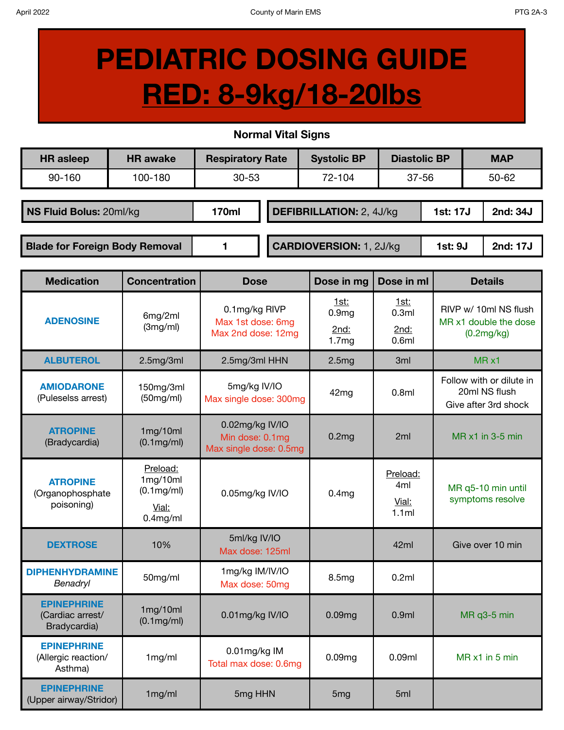# PEDIATRIC DOSING GUIDE

# RED: 8-9kg/18-20lbs

**Normal Vital Signs**

| HR asleep | HR awake | Respiratory Rate | Systolic BP | Diastolic BP | MAP |
|---|---|---|---|---|---|
| 90-160 | 100-180 | 30-53 | 72-104 | 37-56 | 50-62 |

| **NS Fluid Bolus:** 20ml/kg | **170ml** |
|---|---|
| **Blade for Foreign Body Removal** | **1** |

| **DEFIBRILLATION:** 2, 4J/kg | **1st: 17J** | **2nd: 34J** |
|---|---|---|
| **CARDIOVERSION:** 1, 2J/kg | **1st: 9J** | **2nd: 17J** |

| Medication | Concentration | Dose | Dose in mg | Dose in ml | Details |
|---|---|---|---|---|---|
| **ADENOSINE** | 6mg/2ml (3mg/ml) | 0.1mg/kg RIVP<br>Max 1st dose: 6mg<br>Max 2nd dose: 12mg | 1st: 0.9mg<br>2nd: 1.7mg | 1st: 0.3ml<br>2nd: 0.6ml | RIVP w/ 10ml NS flush<br>MR x1 double the dose (0.2mg/kg) |
| **ALBUTEROL** | 2.5mg/3ml | 2.5mg/3ml HHN | 2.5mg | 3ml | MR x1 |
| **AMIODARONE** (Puleselss arrest) | 150mg/3ml (50mg/ml) | 5mg/kg IV/IO<br>Max single dose: 300mg | 42mg | 0.8ml | Follow with or dilute in 20ml NS flush<br>Give after 3rd shock |
| **ATROPINE** (Bradycardia) | 1mg/10ml (0.1mg/ml) | 0.02mg/kg IV/IO<br>Min dose: 0.1mg<br>Max single dose: 0.5mg | 0.2mg | 2ml | MR x1 in 3-5 min |
| **ATROPINE** (Organophosphate poisoning) | Preload: 1mg/10ml (0.1mg/ml)<br>Vial: 0.4mg/ml | 0.05mg/kg IV/IO | 0.4mg | Preload: 4ml<br>Vial: 1.1ml | MR q5-10 min until symptoms resolve |
| **DEXTROSE** | 10% | 5ml/kg IV/IO<br>Max dose: 125ml | | 42ml | Give over 10 min |
| **DIPHENHYDRAMINE** *Benadryl* | 50mg/ml | 1mg/kg IM/IV/IO<br>Max dose: 50mg | 8.5mg | 0.2ml | |
| **EPINEPHRINE** (Cardiac arrest/ Bradycardia) | 1mg/10ml (0.1mg/ml) | 0.01mg/kg IV/IO | 0.09mg | 0.9ml | MR q3-5 min |
| **EPINEPHRINE** (Allergic reaction/ Asthma) | 1mg/ml | 0.01mg/kg IM<br>Total max dose: 0.6mg | 0.09mg | 0.09ml | MR x1 in 5 min |
| **EPINEPHRINE** (Upper airway/Stridor) | 1mg/ml | 5mg HHN | 5mg | 5ml | |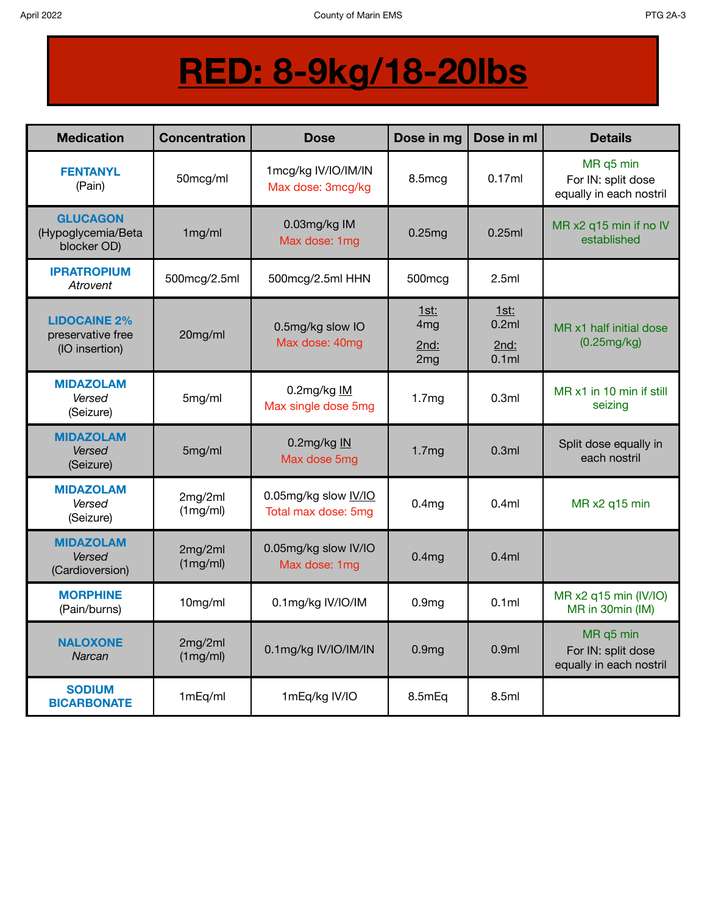# RED: 8-9kg/18-20lbs

| Medication | Concentration | Dose | Dose in mg | Dose in ml | Details |
|---|---|---|---|---|---|
| **FENTANYL** (Pain) | 50mcg/ml | 1mcg/kg IV/IO/IM/IN Max dose: 3mcg/kg | 8.5mcg | 0.17ml | MR q5 min For IN: split dose equally in each nostril |
| **GLUCAGON** (Hypoglycemia/Beta blocker OD) | 1mg/ml | 0.03mg/kg IM Max dose: 1mg | 0.25mg | 0.25ml | MR x2 q15 min if no IV established |
| **IPRATROPIUM** *Atrovent* | 500mcg/2.5ml | 500mcg/2.5ml HHN | 500mcg | 2.5ml | |
| **LIDOCAINE 2%** preservative free (IO insertion) | 20mg/ml | 0.5mg/kg slow IO Max dose: 40mg | 1st: 4mg 2nd: 2mg | 1st: 0.2ml 2nd: 0.1ml | MR x1 half initial dose (0.25mg/kg) |
| **MIDAZOLAM** *Versed* (Seizure) | 5mg/ml | 0.2mg/kg IM Max single dose 5mg | 1.7mg | 0.3ml | MR x1 in 10 min if still seizing |
| **MIDAZOLAM** *Versed* (Seizure) | 5mg/ml | 0.2mg/kg IN Max dose 5mg | 1.7mg | 0.3ml | Split dose equally in each nostril |
| **MIDAZOLAM** *Versed* (Seizure) | 2mg/2ml (1mg/ml) | 0.05mg/kg slow IV/IO Total max dose: 5mg | 0.4mg | 0.4ml | MR x2 q15 min |
| **MIDAZOLAM** *Versed* (Cardioversion) | 2mg/2ml (1mg/ml) | 0.05mg/kg slow IV/IO Max dose: 1mg | 0.4mg | 0.4ml | |
| **MORPHINE** (Pain/burns) | 10mg/ml | 0.1mg/kg IV/IO/IM | 0.9mg | 0.1ml | MR x2 q15 min (IV/IO) MR in 30min (IM) |
| **NALOXONE** *Narcan* | 2mg/2ml (1mg/ml) | 0.1mg/kg IV/IO/IM/IN | 0.9mg | 0.9ml | MR q5 min For IN: split dose equally in each nostril |
| **SODIUM BICARBONATE** | 1mEq/ml | 1mEq/kg IV/IO | 8.5mEq | 8.5ml | |